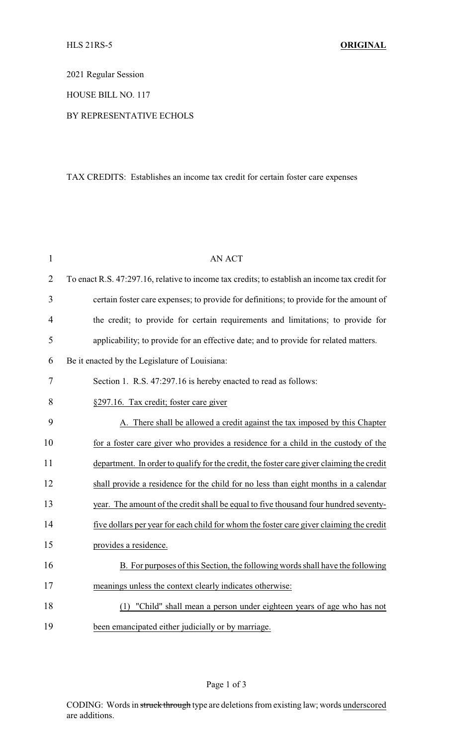2021 Regular Session

HOUSE BILL NO. 117

BY REPRESENTATIVE ECHOLS

TAX CREDITS: Establishes an income tax credit for certain foster care expenses

AN ACT

To enact R.S. 47:297.16, relative to income tax credits; to establish an income tax credit for certain foster care expenses; to provide for definitions; to provide for the amount of the credit; to provide for certain requirements and limitations; to provide for applicability; to provide for an effective date; and to provide for related matters.

Be it enacted by the Legislature of Louisiana:

Section 1. R.S. 47:297.16 is hereby enacted to read as follows:

§297.16. Tax credit; foster care giver

A. There shall be allowed a credit against the tax imposed by this Chapter for a foster care giver who provides a residence for a child in the custody of the department. In order to qualify for the credit, the foster care giver claiming the credit shall provide a residence for the child for no less than eight months in a calendar year. The amount of the credit shall be equal to five thousand four hundred seventy-five dollars per year for each child for whom the foster care giver claiming the credit provides a residence.

B. For purposes of this Section, the following words shall have the following meanings unless the context clearly indicates otherwise:

(1) "Child" shall mean a person under eighteen years of age who has not been emancipated either judicially or by marriage.

CODING: Words in ~~struck through~~ type are deletions from existing law; words underscored are additions.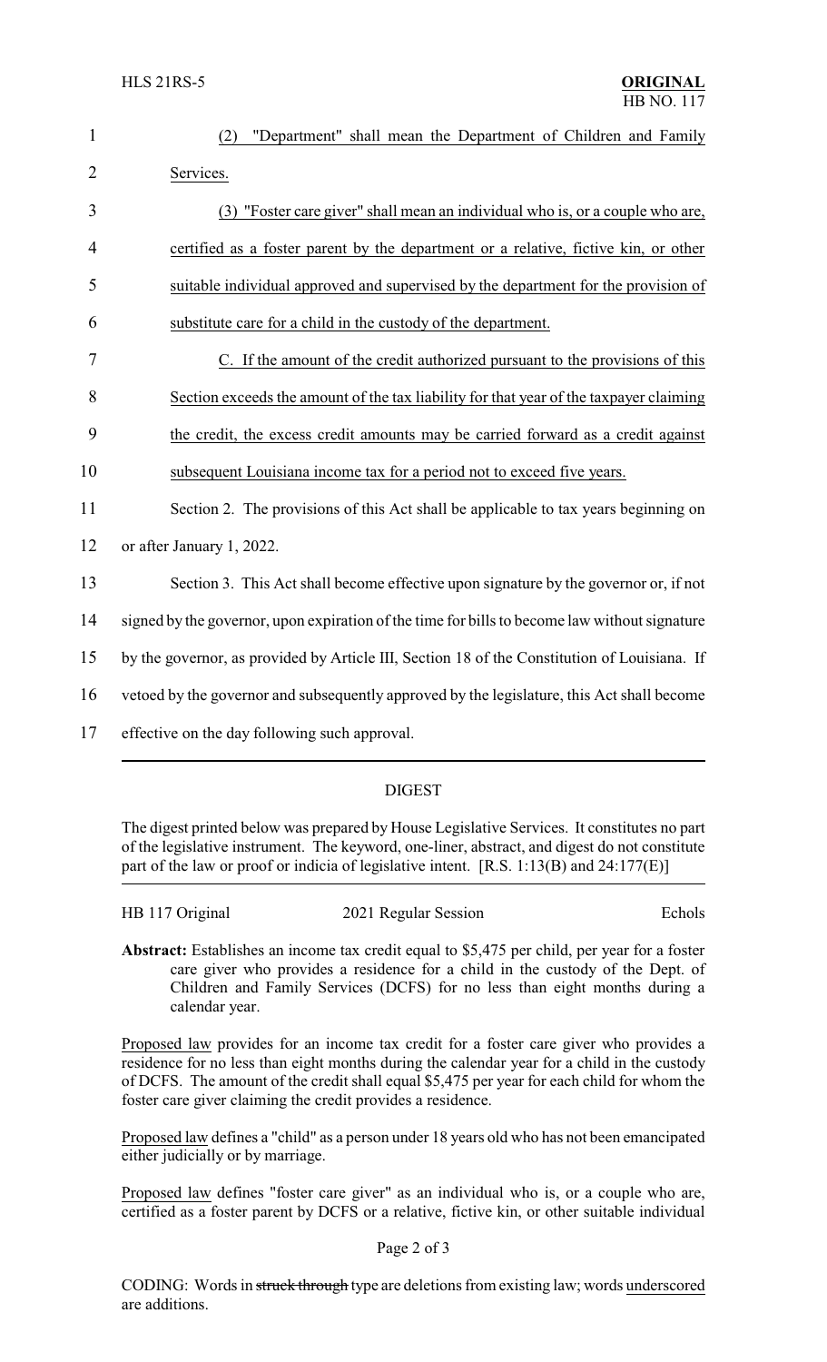(2) "Department" shall mean the Department of Children and Family Services.

(3) "Foster care giver" shall mean an individual who is, or a couple who are, certified as a foster parent by the department or a relative, fictive kin, or other suitable individual approved and supervised by the department for the provision of substitute care for a child in the custody of the department.

C. If the amount of the credit authorized pursuant to the provisions of this Section exceeds the amount of the tax liability for that year of the taxpayer claiming the credit, the excess credit amounts may be carried forward as a credit against subsequent Louisiana income tax for a period not to exceed five years.

Section 2. The provisions of this Act shall be applicable to tax years beginning on or after January 1, 2022.

Section 3. This Act shall become effective upon signature by the governor or, if not signed by the governor, upon expiration of the time for bills to become law without signature by the governor, as provided by Article III, Section 18 of the Constitution of Louisiana. If vetoed by the governor and subsequently approved by the legislature, this Act shall become effective on the day following such approval.

---

## DIGEST

The digest printed below was prepared by House Legislative Services. It constitutes no part of the legislative instrument. The keyword, one-liner, abstract, and digest do not constitute part of the law or proof or indicia of legislative intent. [R.S. 1:13(B) and 24:177(E)]

HB 117 Original | 2021 Regular Session | Echols

**Abstract:** Establishes an income tax credit equal to $5,475 per child, per year for a foster care giver who provides a residence for a child in the custody of the Dept. of Children and Family Services (DCFS) for no less than eight months during a calendar year.

Proposed law provides for an income tax credit for a foster care giver who provides a residence for no less than eight months during the calendar year for a child in the custody of DCFS. The amount of the credit shall equal $5,475 per year for each child for whom the foster care giver claiming the credit provides a residence.

Proposed law defines a "child" as a person under 18 years old who has not been emancipated either judicially or by marriage.

Proposed law defines "foster care giver" as an individual who is, or a couple who are, certified as a foster parent by DCFS or a relative, fictive kin, or other suitable individual

CODING: Words in ~~struck through~~ type are deletions from existing law; words underscored are additions.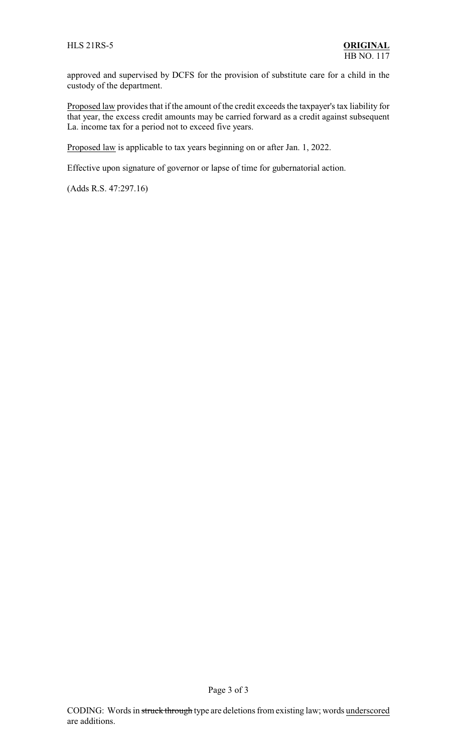approved and supervised by DCFS for the provision of substitute care for a child in the custody of the department.

Proposed law provides that if the amount of the credit exceeds the taxpayer's tax liability for that year, the excess credit amounts may be carried forward as a credit against subsequent La. income tax for a period not to exceed five years.

Proposed law is applicable to tax years beginning on or after Jan. 1, 2022.

Effective upon signature of governor or lapse of time for gubernatorial action.

(Adds R.S. 47:297.16)

CODING: Words in ~~struck through~~ type are deletions from existing law; words underscored are additions.